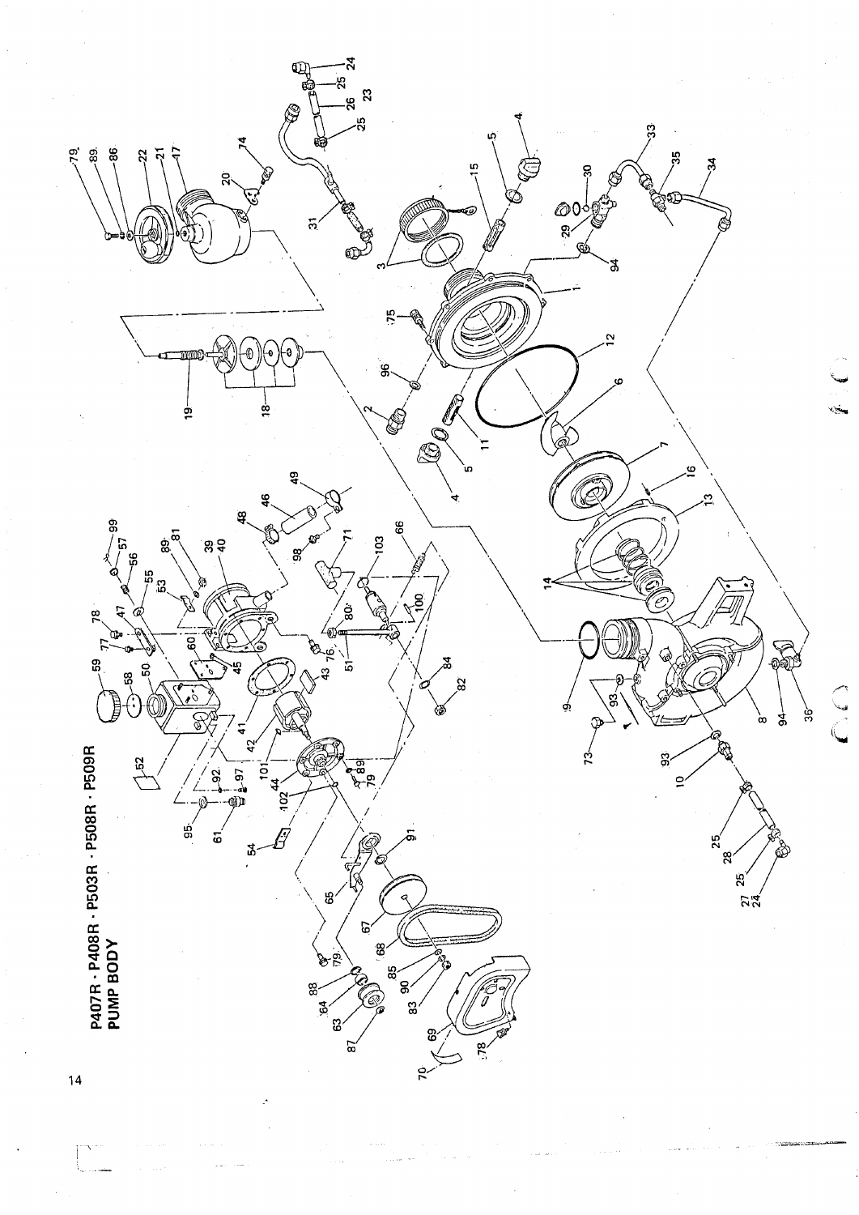# P407R · P408R · P503R · P508R · P509R
## PUMP BODY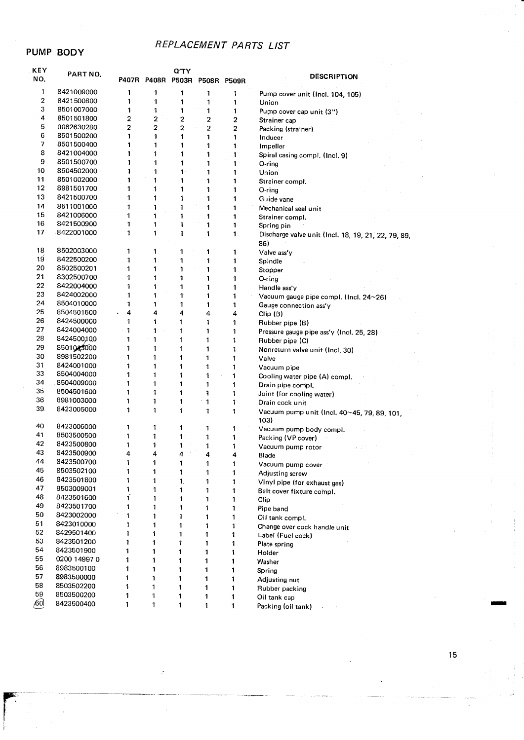# REPLACEMENT PARTS LIST

## PUMP BODY

| KEY NO. | PART NO. | Q'TY P407R | P408R | P503R | P508R | P509R | DESCRIPTION |
|---|---|---|---|---|---|---|---|
| 1 | 8421009000 | 1 | 1 | 1 | 1 | 1 | Pump cover unit (Incl. 104, 105) |
| 2 | 8421500800 | 1 | 1 | 1 | 1 | 1 | Union |
| 3 | 8501007000 | 1 | 1 | 1 | 1 | 1 | Pump cover cap unit (3") |
| 4 | 8501501800 | 2 | 2 | 2 | 2 | 2 | Strainer cap |
| 5 | 0062630280 | 2 | 2 | 2 | 2 | 2 | Packing (strainer) |
| 6 | 8501500200 | 1 | 1 | 1 | 1 | 1 | Inducer |
| 7 | 8501500400 | 1 | 1 | 1 | 1 | 1 | Impeller |
| 8 | 8421004000 | 1 | 1 | 1 | 1 | 1 | Spiral casing compl. (Incl. 9) |
| 9 | 8501500700 | 1 | 1 | 1 | 1 | 1 | O-ring |
| 10 | 8504502000 | 1 | 1 | 1 | 1 | 1 | Union |
| 11 | 8501002000 | 1 | 1 | 1 | 1 | 1 | Strainer compl. |
| 12 | 8981501700 | 1 | 1 | 1 | 1 | 1 | O-ring |
| 13 | 8421500700 | 1 | 1 | 1 | 1 | 1 | Guide vane |
| 14 | 8511001000 | 1 | 1 | 1 | 1 | 1 | Mechanical seal unit |
| 15 | 8421006000 | 1 | 1 | 1 | 1 | 1 | Strainer compl. |
| 16 | 8421500900 | 1 | 1 | 1 | 1 | 1 | Spring pin |
| 17 | 8422001000 | 1 | 1 | 1 | 1 | 1 | Discharge valve unit (Incl. 18, 19, 21, 22, 79, 89, 86) |
| 18 | 8502003000 | 1 | 1 | 1 | 1 | 1 | Valve ass'y |
| 19 | 8422500200 | 1 | 1 | 1 | 1 | 1 | Spindle |
| 20 | 8502500201 | 1 | 1 | 1 | 1 | 1 | Stopper |
| 21 | 8302500700 | 1 | 1 | 1 | 1 | 1 | O-ring |
| 22 | 8422004000 | 1 | 1 | 1 | 1 | 1 | Handle ass'y |
| 23 | 8424002000 | 1 | 1 | 1 | 1 | 1 | Vacuum gauge pipe compl. (Incl. 24~26) |
| 24 | 8504010000 | 1 | 1 | 1 | 1 | 1 | Gauge connection ass'y |
| 25 | 8504501500 | 4 | 4 | 4 | 4 | 4 | Clip (B) |
| 26 | 8424500000 | 1 | 1 | 1 | 1 | 1 | Rubber pipe (B) |
| 27 | 8424004000 | 1 | 1 | 1 | 1 | 1 | Pressure gauge pipe ass'y (Incl. 25, 28) |
| 28 | 8424500100 | 1 | 1 | 1 | 1 | 1 | Rubber pipe (C) |
| 29 | 8501013000 | 1 | 1 | 1 | 1 | 1 | Nonreturn valve unit (Incl. 30) |
| 30 | 8981502200 | 1 | 1 | 1 | 1 | 1 | Valve |
| 31 | 8424001000 | 1 | 1 | 1 | 1 | 1 | Vacuum pipe |
| 33 | 8504004000 | 1 | 1 | 1 | 1 | 1 | Cooling water pipe (A) compl. |
| 34 | 8504009000 | 1 | 1 | 1 | 1 | 1 | Drain pipe compl. |
| 35 | 8504501600 | 1 | 1 | 1 | 1 | 1 | Joint (for cooling water) |
| 36 | 8981003000 | 1 | 1 | 1 | 1 | 1 | Drain cock unit |
| 39 | 8423005000 | 1 | 1 | 1 | 1 | 1 | Vacuum pump unit (Incl. 40~45, 79, 89, 101, 103) |
| 40 | 8423006000 | 1 | 1 | 1 | 1 | 1 | Vacuum pump body compl. |
| 41 | 8503500500 | 1 | 1 | 1 | 1 | 1 | Packing (VP cover) |
| 42 | 8423500800 | 1 | 1 | 1 | 1 | 1 | Vacuum pump rotor |
| 43 | 8423500900 | 4 | 4 | 4 | 4 | 4 | Blade |
| 44 | 8423500700 | 1 | 1 | 1 | 1 | 1 | Vacuum pump cover |
| 45 | 8503502100 | 1 | 1 | 1 | 1 | 1 | Adjusting screw |
| 46 | 8423501800 | 1 | 1 | 1 | 1 | 1 | Vinyl pipe (for exhaust gas) |
| 47 | 8503009001 | 1 | 1 | 1 | 1 | 1 | Belt cover fixture compl. |
| 48 | 8423501600 | 1 | 1 | 1 | 1 | 1 | Clip |
| 49 | 8423501700 | 1 | 1 | 1 | 1 | 1 | Pipe band |
| 50 | 8423002000 | 1 | 1 | 1 | 1 | 1 | Oil tank compl. |
| 51 | 8423010000 | 1 | 1 | 1 | 1 | 1 | Change over cock handle unit |
| 52 | 8429501400 | 1 | 1 | 1 | 1 | 1 | Label (Fuel cock) |
| 53 | 8423501200 | 1 | 1 | 1 | 1 | 1 | Plate spring |
| 54 | 8423501900 | 1 | 1 | 1 | 1 | 1 | Holder |
| 55 | 0200 14997 0 | 1 | 1 | 1 | 1 | 1 | Washer |
| 56 | 8983500100 | 1 | 1 | 1 | 1 | 1 | Spring |
| 57 | 8983500000 | 1 | 1 | 1 | 1 | 1 | Adjusting nut |
| 58 | 8503502200 | 1 | 1 | 1 | 1 | 1 | Rubber packing |
| 59 | 8503500200 | 1 | 1 | 1 | 1 | 1 | Oil tank cap |
| 60 | 8423500400 | 1 | 1 | 1 | 1 | 1 | Packing (oil tank) |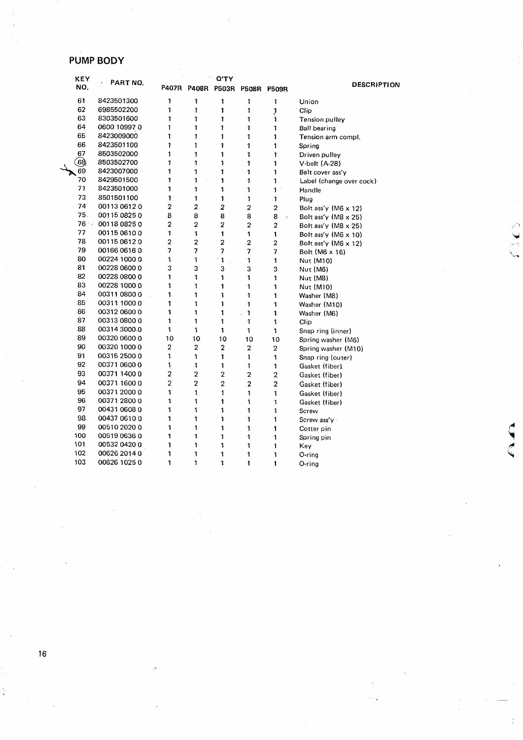## PUMP BODY

| KEY NO. | PART NO. | P407R | P408R | P503R | P508R | P509R | DESCRIPTION |
|---|---|---|---|---|---|---|---|
| | | Q'TY | | | | | |
| 61 | 8423501300 | 1 | 1 | 1 | 1 | 1 | Union |
| 62 | 6985502200 | 1 | 1 | 1 | 1 | 1 | Clip |
| 63 | 8303501600 | 1 | 1 | 1 | 1 | 1 | Tension pulley |
| 64 | 0600 10997 0 | 1 | 1 | 1 | 1 | 1 | Ball bearing |
| 65 | 8423009000 | 1 | 1 | 1 | 1 | 1 | Tension arm compl. |
| 66 | 8423501100 | 1 | 1 | 1 | 1 | 1 | Spring |
| 67 | 8503502000 | 1 | 1 | 1 | 1 | 1 | Driven pulley |
| 68 | 8503502700 | 1 | 1 | 1 | 1 | 1 | V-belt (A-28) |
| 69 | 8423007000 | 1 | 1 | 1 | 1 | 1 | Belt cover ass'y |
| 70 | 8429501500 | 1 | 1 | 1 | 1 | 1 | Label (change over cock) |
| 71 | 8423501000 | 1 | 1 | 1 | 1 | 1 | Handle |
| 73 | 8501501100 | 1 | 1 | 1 | 1 | 1 | Plug |
| 74 | 00113 0612 0 | 2 | 2 | 2 | 2 | 2 | Bolt ass'y (M6 x 12) |
| 75 | 00115 0825 0 | 8 | 8 | 8 | 8 | 8 | Bolt ass'y (M8 x 25) |
| 76 | 00118 0825 0 | 2 | 2 | 2 | 2 | 2 | Bolt ass'y (M8 x 25) |
| 77 | 00115 0610 0 | 1 | 1 | 1 | 1 | 1 | Bolt ass'y (M6 x 10) |
| 78 | 00115 0612 0 | 2 | 2 | 2 | 2 | 2 | Bolt ass'y (M6 x 12) |
| 79 | 00166 0616 0 | 7 | 7 | 7 | 7 | 7 | Bolt (M6 x 16) |
| 80 | 00224 1000 0 | 1 | 1 | 1 | 1 | 1 | Nut (M10) |
| 81 | 00228 0600 0 | 3 | 3 | 3 | 3 | 3 | Nut (M6) |
| 82 | 00228 0800 0 | 1 | 1 | 1 | 1 | 1 | Nut (M8) |
| 83 | 00228 1000 0 | 1 | 1 | 1 | 1 | 1 | Nut (M10) |
| 84 | 00311 0800 0 | 1 | 1 | 1 | 1 | 1 | Washer (M8) |
| 85 | 00311 1000 0 | 1 | 1 | 1 | 1 | 1 | Washer (M10) |
| 86 | 00312 0600 0 | 1 | 1 | 1 | 1 | 1 | Washer (M6) |
| 87 | 00313 0800 0 | 1 | 1 | 1 | 1 | 1 | Clip |
| 88 | 00314 3000 0 | 1 | 1 | 1 | 1 | 1 | Snap ring (inner) |
| 89 | 00320 0600 0 | 10 | 10 | 10 | 10 | 10 | Spring washer (M6) |
| 90 | 00320 1000 0 | 2 | 2 | 2 | 2 | 2 | Spring washer (M10) |
| 91 | 00315 2500 0 | 1 | 1 | 1 | 1 | 1 | Snap ring (outer) |
| 92 | 00371 0600 0 | 1 | 1 | 1 | 1 | 1 | Gasket (fiber) |
| 93 | 00371 1400 0 | 2 | 2 | 2 | 2 | 2 | Gasket (fiber) |
| 94 | 00371 1600 0 | 2 | 2 | 2 | 2 | 2 | Gasket (fiber) |
| 95 | 00371 2000 0 | 1 | 1 | 1 | 1 | 1 | Gasket (fiber) |
| 96 | 00371 2800 0 | 1 | 1 | 1 | 1 | 1 | Gasket (fiber) |
| 97 | 00431 0608 0 | 1 | 1 | 1 | 1 | 1 | Screw |
| 98 | 00437 0610 0 | 1 | 1 | 1 | 1 | 1 | Screw ass'y |
| 99 | 00510 2020 0 | 1 | 1 | 1 | 1 | 1 | Cotter pin |
| 100 | 00519 0636 0 | 1 | 1 | 1 | 1 | 1 | Spring pin |
| 101 | 00532 0420 0 | 1 | 1 | 1 | 1 | 1 | Key |
| 102 | 00626 2014 0 | 1 | 1 | 1 | 1 | 1 | O-ring |
| 103 | 00626 1025 0 | 1 | 1 | 1 | 1 | 1 | O-ring |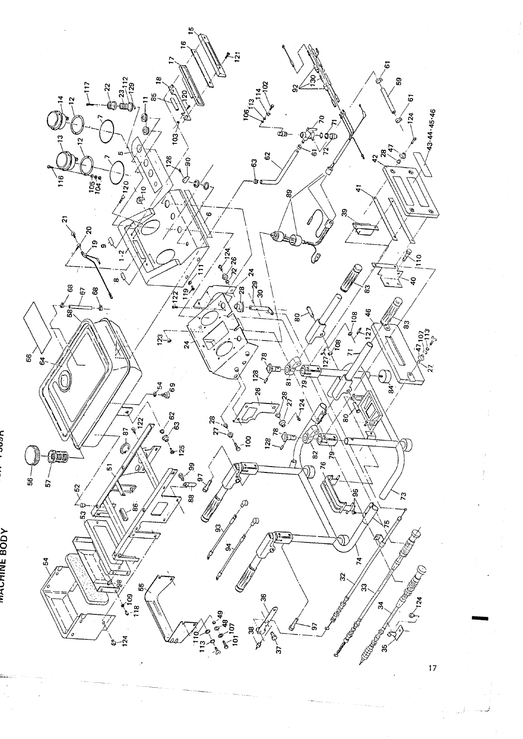# MACHINE BODY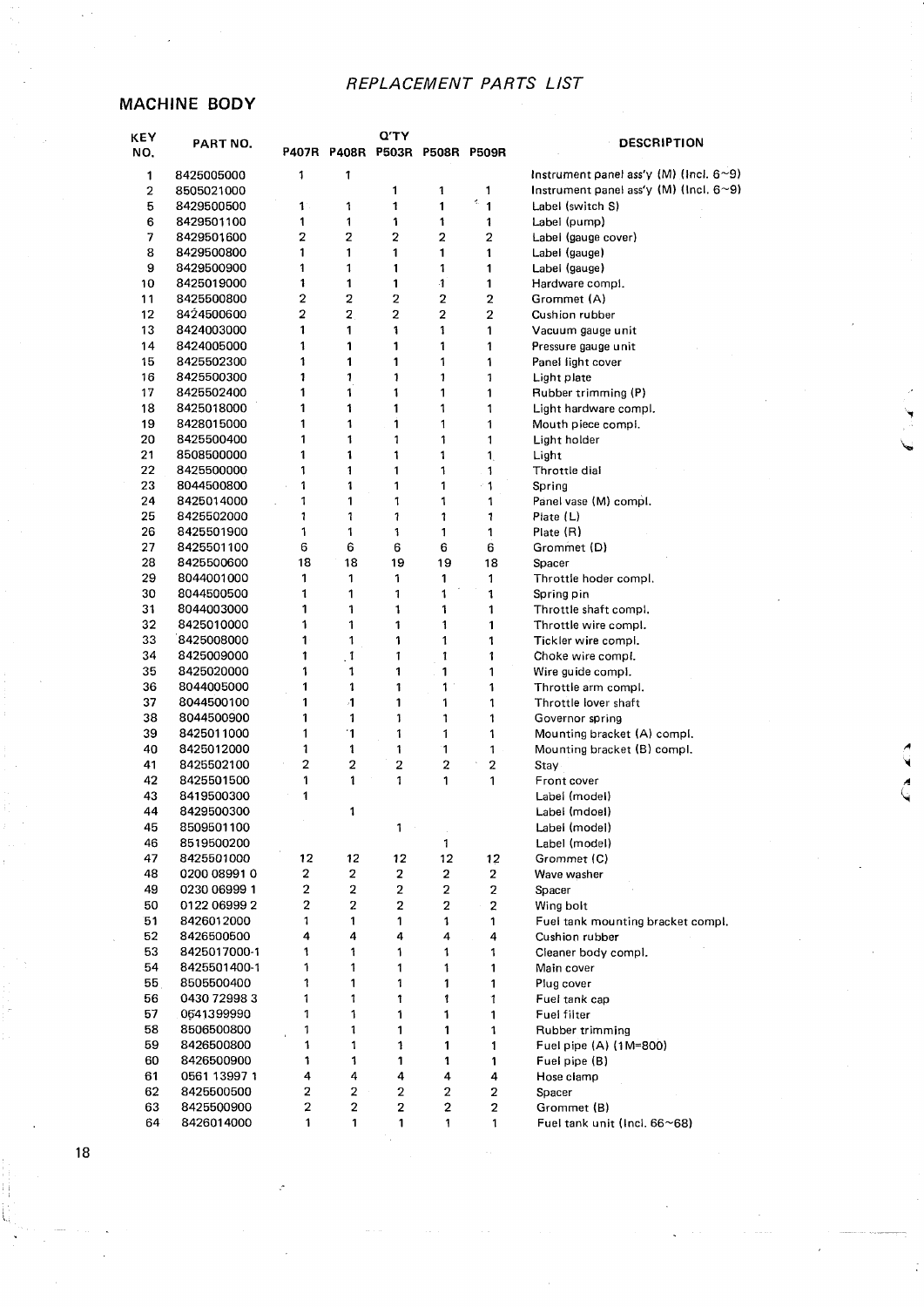*REPLACEMENT PARTS LIST*

## MACHINE BODY

| KEY NO. | PART NO. | Q'TY P407R | P408R | P503R | P508R | P509R | DESCRIPTION |
|---|---|---|---|---|---|---|---|
| 1 | 8425005000 | 1 | 1 | | | | Instrument panel ass'y (M) (Incl. 6~9) |
| 2 | 8505021000 | | | 1 | 1 | 1 | Instrument panel ass'y (M) (Incl. 6~9) |
| 5 | 8429500500 | 1 | 1 | 1 | 1 | 1 | Label (switch S) |
| 6 | 8429501100 | 1 | 1 | 1 | 1 | 1 | Label (pump) |
| 7 | 8429501600 | 2 | 2 | 2 | 2 | 2 | Label (gauge cover) |
| 8 | 8429500800 | 1 | 1 | 1 | 1 | 1 | Label (gauge) |
| 9 | 8429500900 | 1 | 1 | 1 | 1 | 1 | Label (gauge) |
| 10 | 8425019000 | 1 | 1 | 1 | 1 | 1 | Hardware compl. |
| 11 | 8425500800 | 2 | 2 | 2 | 2 | 2 | Grommet (A) |
| 12 | 8424500600 | 2 | 2 | 2 | 2 | 2 | Cushion rubber |
| 13 | 8424003000 | 1 | 1 | 1 | 1 | 1 | Vacuum gauge unit |
| 14 | 8424005000 | 1 | 1 | 1 | 1 | 1 | Pressure gauge unit |
| 15 | 8425502300 | 1 | 1 | 1 | 1 | 1 | Panel light cover |
| 16 | 8425500300 | 1 | 1 | 1 | 1 | 1 | Light plate |
| 17 | 8425502400 | 1 | 1 | 1 | 1 | 1 | Rubber trimming (P) |
| 18 | 8425018000 | 1 | 1 | 1 | 1 | 1 | Light hardware compl. |
| 19 | 8428015000 | 1 | 1 | 1 | 1 | 1 | Mouth piece compl. |
| 20 | 8425500400 | 1 | 1 | 1 | 1 | 1 | Light holder |
| 21 | 8508500000 | 1 | 1 | 1 | 1 | 1 | Light |
| 22 | 8425500000 | 1 | 1 | 1 | 1 | 1 | Throttle dial |
| 23 | 8044500800 | 1 | 1 | 1 | 1 | 1 | Spring |
| 24 | 8425014000 | 1 | 1 | 1 | 1 | 1 | Panel vase (M) compl. |
| 25 | 8425502000 | 1 | 1 | 1 | 1 | 1 | Plate (L) |
| 26 | 8425501900 | 1 | 1 | 1 | 1 | 1 | Plate (R) |
| 27 | 8425501100 | 6 | 6 | 6 | 6 | 6 | Grommet (D) |
| 28 | 8425500600 | 18 | 18 | 19 | 19 | 18 | Spacer |
| 29 | 8044001000 | 1 | 1 | 1 | 1 | 1 | Throttle hoder compl. |
| 30 | 8044500500 | 1 | 1 | 1 | 1 | 1 | Spring pin |
| 31 | 8044003000 | 1 | 1 | 1 | 1 | 1 | Throttle shaft compl. |
| 32 | 8425010000 | 1 | 1 | 1 | 1 | 1 | Throttle wire compl. |
| 33 | 8425008000 | 1 | 1 | 1 | 1 | 1 | Tickler wire compl. |
| 34 | 8425009000 | 1 | 1 | 1 | 1 | 1 | Choke wire compl. |
| 35 | 8425020000 | 1 | 1 | 1 | 1 | 1 | Wire guide compl. |
| 36 | 8044005000 | 1 | 1 | 1 | 1 | 1 | Throttle arm compl. |
| 37 | 8044500100 | 1 | 1 | 1 | 1 | 1 | Throttle lover shaft |
| 38 | 8044500900 | 1 | 1 | 1 | 1 | 1 | Governor spring |
| 39 | 8425011000 | 1 | 1 | 1 | 1 | 1 | Mounting bracket (A) compl. |
| 40 | 8425012000 | 1 | 1 | 1 | 1 | 1 | Mounting bracket (B) compl. |
| 41 | 8425502100 | 2 | 2 | 2 | 2 | 2 | Stay |
| 42 | 8425501500 | 1 | 1 | 1 | 1 | 1 | Front cover |
| 43 | 8419500300 | 1 | | | | | Label (model) |
| 44 | 8429500300 | | 1 | | | | Label (mdoel) |
| 45 | 8509501100 | | | 1 | | | Label (model) |
| 46 | 8519500200 | | | | 1 | | Label (model) |
| 47 | 8425501000 | 12 | 12 | 12 | 12 | 12 | Grommet (C) |
| 48 | 0200 08991 0 | 2 | 2 | 2 | 2 | 2 | Wave washer |
| 49 | 0230 06999 1 | 2 | 2 | 2 | 2 | 2 | Spacer |
| 50 | 0122 06999 2 | 2 | 2 | 2 | 2 | 2 | Wing bolt |
| 51 | 8426012000 | 1 | 1 | 1 | 1 | 1 | Fuel tank mounting bracket compl. |
| 52 | 8426500500 | 4 | 4 | 4 | 4 | 4 | Cushion rubber |
| 53 | 8425017000-1 | 1 | 1 | 1 | 1 | 1 | Cleaner body compl. |
| 54 | 8425501400-1 | 1 | 1 | 1 | 1 | 1 | Main cover |
| 55 | 8505500400 | 1 | 1 | 1 | 1 | 1 | Plug cover |
| 56 | 0430 72998 3 | 1 | 1 | 1 | 1 | 1 | Fuel tank cap |
| 57 | 0641399990 | 1 | 1 | 1 | 1 | 1 | Fuel filter |
| 58 | 8506500800 | 1 | 1 | 1 | 1 | 1 | Rubber trimming |
| 59 | 8426500800 | 1 | 1 | 1 | 1 | 1 | Fuel pipe (A) (1M=800) |
| 60 | 8426500900 | 1 | 1 | 1 | 1 | 1 | Fuel pipe (B) |
| 61 | 0561 13997 1 | 4 | 4 | 4 | 4 | 4 | Hose clamp |
| 62 | 8425500500 | 2 | 2 | 2 | 2 | 2 | Spacer |
| 63 | 8425500900 | 2 | 2 | 2 | 2 | 2 | Grommet (B) |
| 64 | 8426014000 | 1 | 1 | 1 | 1 | 1 | Fuel tank unit (Incl. 66~68) |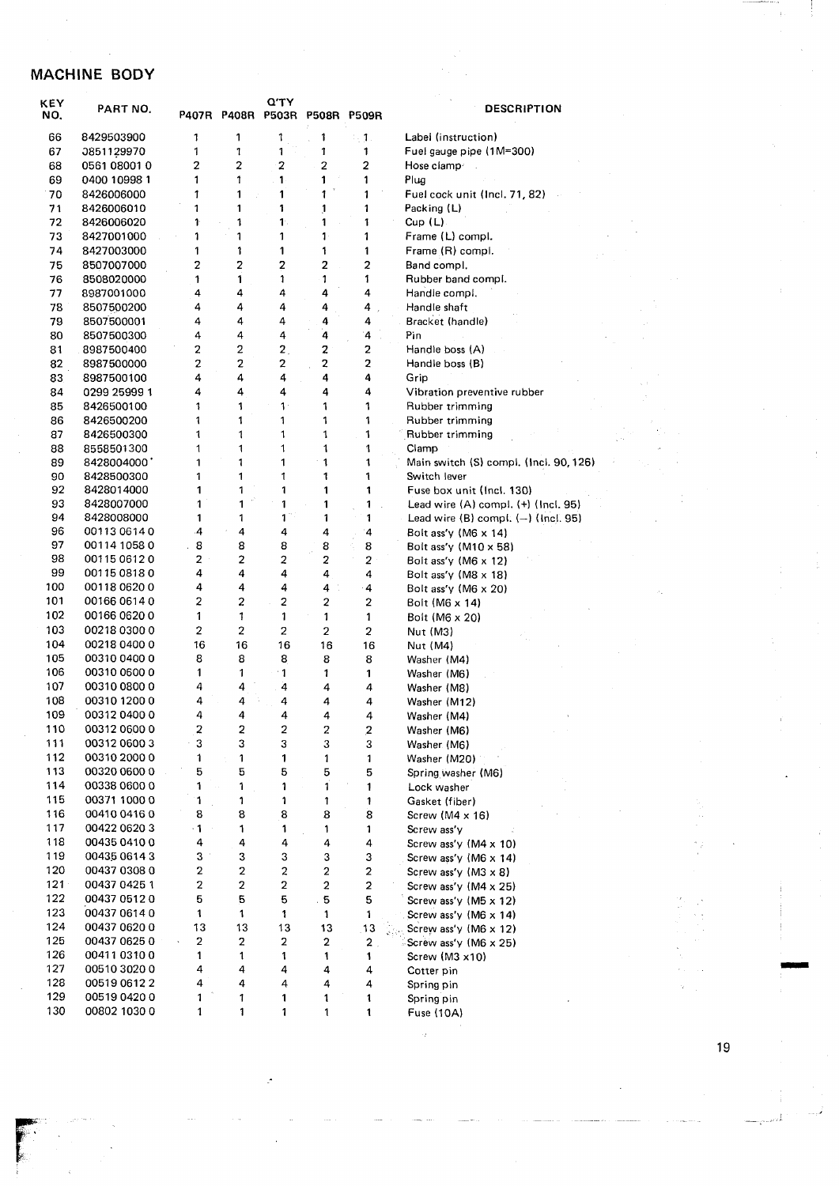## MACHINE BODY

| KEY NO. | PART NO. | Q'TY P407R | P408R | P503R | P508R | P509R | DESCRIPTION |
|---|---|---|---|---|---|---|---|
| 66 | 8429503900 | 1 | 1 | 1 | 1 | 1 | Label (instruction) |
| 67 | 0851129970 | 1 | 1 | 1 | 1 | 1 | Fuel gauge pipe (1M=300) |
| 68 | 0561 08001 0 | 2 | 2 | 2 | 2 | 2 | Hose clamp |
| 69 | 0400 10998 1 | 1 | 1 | 1 | 1 | 1 | Plug |
| 70 | 8426006000 | 1 | 1 | 1 | 1 | 1 | Fuel cock unit (Incl. 71, 82) |
| 71 | 8426006010 | 1 | 1 | 1 | 1 | 1 | Packing (L) |
| 72 | 8426006020 | 1 | 1 | 1 | 1 | 1 | Cup (L) |
| 73 | 8427001000 | 1 | 1 | 1 | 1 | 1 | Frame (L) compl. |
| 74 | 8427003000 | 1 | 1 | 1 | 1 | 1 | Frame (R) compl. |
| 75 | 8507007000 | 2 | 2 | 2 | 2 | 2 | Band compl. |
| 76 | 8508020000 | 1 | 1 | 1 | 1 | 1 | Rubber band compl. |
| 77 | 8987001000 | 4 | 4 | 4 | 4 | 4 | Handle compl. |
| 78 | 8507500200 | 4 | 4 | 4 | 4 | 4 | Handle shaft |
| 79 | 8507500001 | 4 | 4 | 4 | 4 | 4 | Bracket (handle) |
| 80 | 8507500300 | 4 | 4 | 4 | 4 | 4 | Pin |
| 81 | 8987500400 | 2 | 2 | 2 | 2 | 2 | Handle boss (A) |
| 82 | 8987500000 | 2 | 2 | 2 | 2 | 2 | Handle boss (B) |
| 83 | 8987500100 | 4 | 4 | 4 | 4 | 4 | Grip |
| 84 | 0299 25999 1 | 4 | 4 | 4 | 4 | 4 | Vibration preventive rubber |
| 85 | 8426500100 | 1 | 1 | 1 | 1 | 1 | Rubber trimming |
| 86 | 8426500200 | 1 | 1 | 1 | 1 | 1 | Rubber trimming |
| 87 | 8426500300 | 1 | 1 | 1 | 1 | 1 | Rubber trimming |
| 88 | 8558501300 | 1 | 1 | 1 | 1 | 1 | Clamp |
| 89 | 8428004000 | 1 | 1 | 1 | 1 | 1 | Main switch (S) compl. (Incl. 90, 126) |
| 90 | 8428500300 | 1 | 1 | 1 | 1 | 1 | Switch lever |
| 92 | 8428014000 | 1 | 1 | 1 | 1 | 1 | Fuse box unit (Incl. 130) |
| 93 | 8428007000 | 1 | 1 | 1 | 1 | 1 | Lead wire (A) compl. (+) (Incl. 95) |
| 94 | 8428008000 | 1 | 1 | 1 | 1 | 1 | Lead wire (B) compl. (−) (Incl. 95) |
| 96 | 00113 0614 0 | 4 | 4 | 4 | 4 | 4 | Bolt ass'y (M6 x 14) |
| 97 | 00114 1058 0 | 8 | 8 | 8 | 8 | 8 | Bolt ass'y (M10 x 58) |
| 98 | 00115 0612 0 | 2 | 2 | 2 | 2 | 2 | Bolt ass'y (M6 x 12) |
| 99 | 00115 0818 0 | 4 | 4 | 4 | 4 | 4 | Bolt ass'y (M8 x 18) |
| 100 | 00118 0620 0 | 4 | 4 | 4 | 4 | 4 | Bolt ass'y (M6 x 20) |
| 101 | 00166 0614 0 | 2 | 2 | 2 | 2 | 2 | Bolt (M6 x 14) |
| 102 | 00166 0620 0 | 1 | 1 | 1 | 1 | 1 | Bolt (M6 x 20) |
| 103 | 00218 0300 0 | 2 | 2 | 2 | 2 | 2 | Nut (M3) |
| 104 | 00218 0400 0 | 16 | 16 | 16 | 16 | 16 | Nut (M4) |
| 105 | 00310 0400 0 | 8 | 8 | 8 | 8 | 8 | Washer (M4) |
| 106 | 00310 0600 0 | 1 | 1 | 1 | 1 | 1 | Washer (M6) |
| 107 | 00310 0800 0 | 4 | 4 | 4 | 4 | 4 | Washer (M8) |
| 108 | 00310 1200 0 | 4 | 4 | 4 | 4 | 4 | Washer (M12) |
| 109 | 00312 0400 0 | 4 | 4 | 4 | 4 | 4 | Washer (M4) |
| 110 | 00312 0600 0 | 2 | 2 | 2 | 2 | 2 | Washer (M6) |
| 111 | 00312 0600 3 | 3 | 3 | 3 | 3 | 3 | Washer (M6) |
| 112 | 00310 2000 0 | 1 | 1 | 1 | 1 | 1 | Washer (M20) |
| 113 | 00320 0600 0 | 5 | 5 | 5 | 5 | 5 | Spring washer (M6) |
| 114 | 00338 0600 0 | 1 | 1 | 1 | 1 | 1 | Lock washer |
| 115 | 00371 1000 0 | 1 | 1 | 1 | 1 | 1 | Gasket (fiber) |
| 116 | 00410 0416 0 | 8 | 8 | 8 | 8 | 8 | Screw (M4 x 16) |
| 117 | 00422 0620 3 | 1 | 1 | 1 | 1 | 1 | Screw ass'y |
| 118 | 00435 0410 0 | 4 | 4 | 4 | 4 | 4 | Screw ass'y (M4 x 10) |
| 119 | 00435 0614 3 | 3 | 3 | 3 | 3 | 3 | Screw ass'y (M6 x 14) |
| 120 | 00437 0308 0 | 2 | 2 | 2 | 2 | 2 | Screw ass'y (M3 x 8) |
| 121 | 00437 0425 1 | 2 | 2 | 2 | 2 | 2 | Screw ass'y (M4 x 25) |
| 122 | 00437 0512 0 | 5 | 5 | 5 | 5 | 5 | Screw ass'y (M5 x 12) |
| 123 | 00437 0614 0 | 1 | 1 | 1 | 1 | 1 | Screw ass'y (M6 x 14) |
| 124 | 00437 0620 0 | 13 | 13 | 13 | 13 | 13 | Screw ass'y (M6 x 12) |
| 125 | 00437 0625 0 | 2 | 2 | 2 | 2 | 2 | Screw ass'y (M6 x 25) |
| 126 | 00411 0310 0 | 1 | 1 | 1 | 1 | 1 | Screw (M3 x10) |
| 127 | 00510 3020 0 | 4 | 4 | 4 | 4 | 4 | Cotter pin |
| 128 | 00519 0612 2 | 4 | 4 | 4 | 4 | 4 | Spring pin |
| 129 | 00519 0420 0 | 1 | 1 | 1 | 1 | 1 | Spring pin |
| 130 | 00802 1030 0 | 1 | 1 | 1 | 1 | 1 | Fuse (10A) |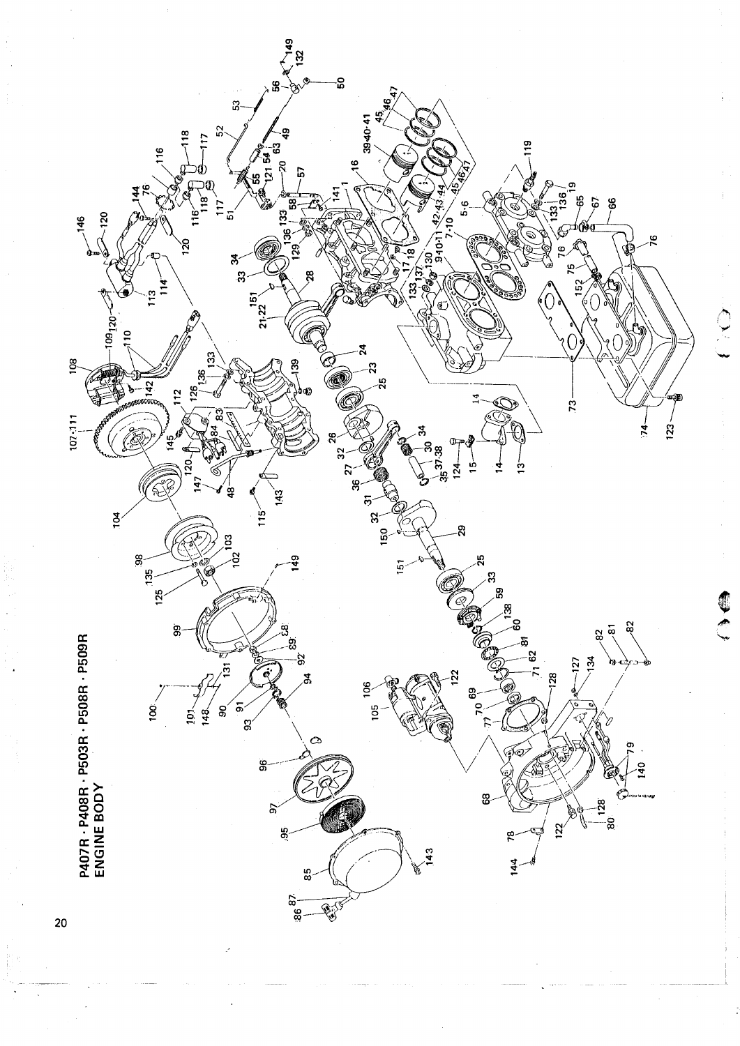# P407R · P408R · P503R · P508R · P509R
## ENGINE BODY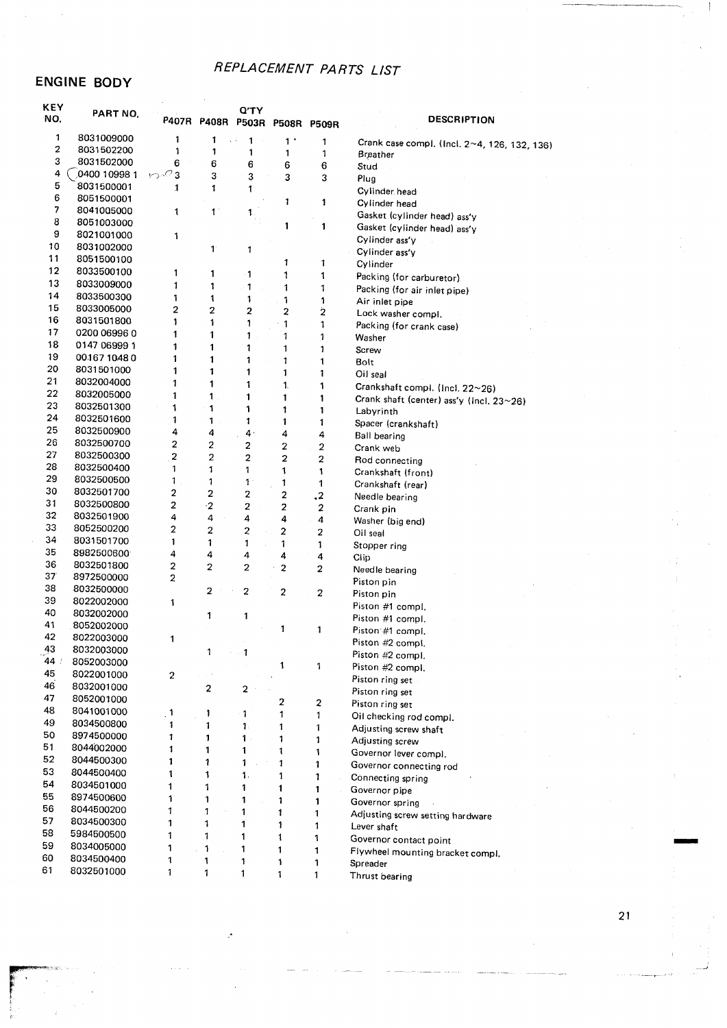# REPLACEMENT PARTS LIST

## ENGINE BODY

| KEY NO. | PART NO. | Q'TY P407R | P408R | P503R | P508R | P509R | DESCRIPTION |
|---|---|---|---|---|---|---|---|
| 1 | 8031009000 | 1 | 1 | 1 | 1 | 1 | Crank case compl. (Incl. 2~4, 126, 132, 136) |
| 2 | 8031502200 | 1 | 1 | 1 | 1 | 1 | Breather |
| 3 | 8031502000 | 6 | 6 | 6 | 6 | 6 | Stud |
| 4 | 0400 10998 1 | 3 | 3 | 3 | 3 | 3 | Plug |
| 5 | 8031500001 | 1 | 1 | 1 | | | Cylinder head |
| 6 | 8051500001 | | | | 1 | 1 | Cylinder head |
| 7 | 8041005000 | 1 | 1 | 1 | | | Gasket (cylinder head) ass'y |
| 8 | 8051003000 | | | | 1 | 1 | Gasket (cylinder head) ass'y |
| 9 | 8021001000 | 1 | | | | | Cylinder ass'y |
| 10 | 8031002000 | | 1 | 1 | | | Cylinder ass'y |
| 11 | 8051500100 | | | | 1 | 1 | Cylinder |
| 12 | 8033500100 | 1 | 1 | 1 | 1 | 1 | Packing (for carburetor) |
| 13 | 8033009000 | 1 | 1 | 1 | 1 | 1 | Packing (for air inlet pipe) |
| 14 | 8033500300 | 1 | 1 | 1 | 1 | 1 | Air inlet pipe |
| 15 | 8033005000 | 2 | 2 | 2 | 2 | 2 | Lock washer compl. |
| 16 | 8031501800 | 1 | 1 | 1 | 1 | 1 | Packing (for crank case) |
| 17 | 0200 06996 0 | 1 | 1 | 1 | 1 | 1 | Washer |
| 18 | 0147 06999 1 | 1 | 1 | 1 | 1 | 1 | Screw |
| 19 | 00167 1048 0 | 1 | 1 | 1 | 1 | 1 | Bolt |
| 20 | 8031501000 | 1 | 1 | 1 | 1 | 1 | Oil seal |
| 21 | 8032004000 | 1 | 1 | 1 | 1 | 1 | Crankshaft compl. (Incl. 22~26) |
| 22 | 8032005000 | 1 | 1 | 1 | 1 | 1 | Crank shaft (center) ass'y (Incl. 23~26) |
| 23 | 8032501300 | 1 | 1 | 1 | 1 | 1 | Labyrinth |
| 24 | 8032501600 | 1 | 1 | 1 | 1 | 1 | Spacer (crankshaft) |
| 25 | 8032500900 | 4 | 4 | 4 | 4 | 4 | Ball bearing |
| 26 | 8032500700 | 2 | 2 | 2 | 2 | 2 | Crank web |
| 27 | 8032500300 | 2 | 2 | 2 | 2 | 2 | Rod connecting |
| 28 | 8032500400 | 1 | 1 | 1 | 1 | 1 | Crankshaft (front) |
| 29 | 8032500500 | 1 | 1 | 1 | 1 | 1 | Crankshaft (rear) |
| 30 | 8032501700 | 2 | 2 | 2 | 2 | 2 | Needle bearing |
| 31 | 8032500800 | 2 | 2 | 2 | 2 | 2 | Crank pin |
| 32 | 8032501900 | 4 | 4 | 4 | 4 | 4 | Washer (big end) |
| 33 | 8052500200 | 2 | 2 | 2 | 2 | 2 | Oil seal |
| 34 | 8031501700 | 1 | 1 | 1 | 1 | 1 | Stopper ring |
| 35 | 8982500600 | 4 | 4 | 4 | 4 | 4 | Clip |
| 36 | 8032501800 | 2 | 2 | 2 | 2 | 2 | Needle bearing |
| 37 | 8972500000 | 2 | | | | | Piston pin |
| 38 | 8032500000 | | 2 | 2 | 2 | 2 | Piston pin |
| 39 | 8022002000 | 1 | | | | | Piston #1 compl. |
| 40 | 8032002000 | | 1 | 1 | | | Piston #1 compl. |
| 41 | 8052002000 | | | | 1 | 1 | Piston #1 compl. |
| 42 | 8022003000 | 1 | | | | | Piston #2 compl. |
| 43 | 8032003000 | | 1 | 1 | | | Piston #2 compl. |
| 44 | 8052003000 | | | | 1 | 1 | Piston #2 compl. |
| 45 | 8022001000 | 2 | | | | | Piston ring set |
| 46 | 8032001000 | | 2 | 2 | | | Piston ring set |
| 47 | 8052001000 | | | | 2 | 2 | Piston ring set |
| 48 | 8041001000 | 1 | 1 | 1 | 1 | 1 | Oil checking rod compl. |
| 49 | 8034500800 | 1 | 1 | 1 | 1 | 1 | Adjusting screw shaft |
| 50 | 8974500000 | 1 | 1 | 1 | 1 | 1 | Adjusting screw |
| 51 | 8044002000 | 1 | 1 | 1 | 1 | 1 | Governor lever compl. |
| 52 | 8044500300 | 1 | 1 | 1 | 1 | 1 | Governor connecting rod |
| 53 | 8044500400 | 1 | 1 | 1 | 1 | 1 | Connecting spring |
| 54 | 8034501000 | 1 | 1 | 1 | 1 | 1 | Governor pipe |
| 55 | 8974500600 | 1 | 1 | 1 | 1 | 1 | Governor spring |
| 56 | 8044500200 | 1 | 1 | 1 | 1 | 1 | Adjusting screw setting hardware |
| 57 | 8034500300 | 1 | 1 | 1 | 1 | 1 | Lever shaft |
| 58 | 5984500500 | 1 | 1 | 1 | 1 | 1 | Governor contact point |
| 59 | 8034005000 | 1 | 1 | 1 | 1 | 1 | Flywheel mounting bracket compl. |
| 60 | 8034500400 | 1 | 1 | 1 | 1 | 1 | Spreader |
| 61 | 8032501000 | 1 | 1 | 1 | 1 | 1 | Thrust bearing |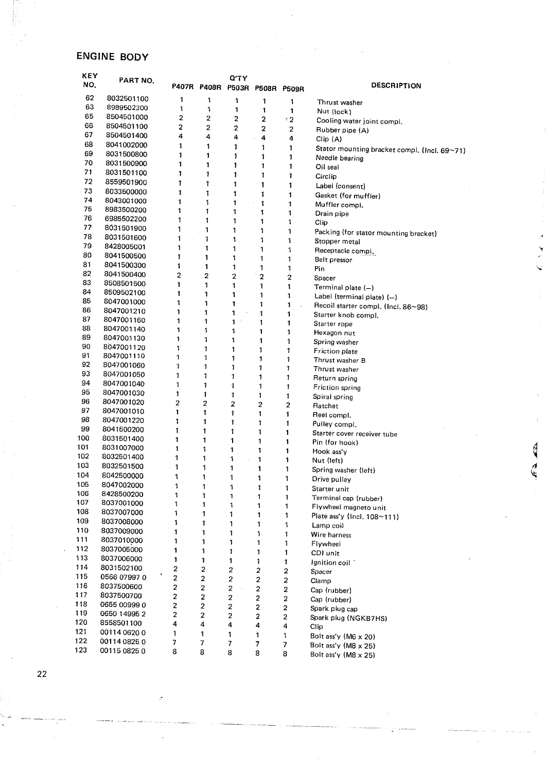## ENGINE BODY

| KEY NO. | PART NO. | Q'TY P407R | P408R | P503R | P508R | P509R | DESCRIPTION |
|---|---|---|---|---|---|---|---|
| 62 | 8032501100 | 1 | 1 | 1 | 1 | 1 | Thrust washer |
| 63 | 8989502300 | 1 | 1 | 1 | 1 | 1 | Nut (lock) |
| 65 | 8504501000 | 2 | 2 | 2 | 2 | 2 | Cooling water joint compl. |
| 66 | 8504501100 | 2 | 2 | 2 | 2 | 2 | Rubber pipe (A) |
| 67 | 8504501400 | 4 | 4 | 4 | 4 | 4 | Clip (A) |
| 68 | 8041002000 | 1 | 1 | 1 | 1 | 1 | Stator mounting bracket compl. (Incl. 69~71) |
| 69 | 8031500800 | 1 | 1 | 1 | 1 | 1 | Needle bearing |
| 70 | 8031500900 | 1 | 1 | 1 | 1 | 1 | Oil seal |
| 71 | 8031501100 | 1 | 1 | 1 | 1 | 1 | Circlip |
| 72 | 8559501900 | 1 | 1 | 1 | 1 | 1 | Label (consent) |
| 73 | 8033500000 | 1 | 1 | 1 | 1 | 1 | Gasket (for muffler) |
| 74 | 8043001000 | 1 | 1 | 1 | 1 | 1 | Muffler compl. |
| 75 | 8983500200 | 1 | 1 | 1 | 1 | 1 | Drain pipe |
| 76 | 6985502200 | 1 | 1 | 1 | 1 | 1 | Clip |
| 77 | 8031501900 | 1 | 1 | 1 | 1 | 1 | Packing (for stator mounting bracket) |
| 78 | 8031501600 | 1 | 1 | 1 | 1 | 1 | Stopper metal |
| 79 | 8428005001 | 1 | 1 | 1 | 1 | 1 | Receptacle compl. |
| 80 | 8041500500 | 1 | 1 | 1 | 1 | 1 | Belt pressor |
| 81 | 8041500300 | 1 | 1 | 1 | 1 | 1 | Pin |
| 82 | 8041500400 | 2 | 2 | 2 | 2 | 2 | Spacer |
| 83 | 8508501500 | 1 | 1 | 1 | 1 | 1 | Terminal plate (−) |
| 84 | 8509502100 | 1 | 1 | 1 | 1 | 1 | Label (terminal plate) (−) |
| 85 | 8047001000 | 1 | 1 | 1 | 1 | 1 | Recoil starter compl. (Incl. 86~98) |
| 86 | 8047001210 | 1 | 1 | 1 | 1 | 1 | Starter knob compl. |
| 87 | 8047001160 | 1 | 1 | 1 | 1 | 1 | Starter rope |
| 88 | 8047001140 | 1 | 1 | 1 | 1 | 1 | Hexagon nut |
| 89 | 8047001130 | 1 | 1 | 1 | 1 | 1 | Spring washer |
| 90 | 8047001120 | 1 | 1 | 1 | 1 | 1 | Friction plate |
| 91 | 8047001110 | 1 | 1 | 1 | 1 | 1 | Thrust washer B |
| 92 | 8047001060 | 1 | 1 | 1 | 1 | 1 | Thrust washer |
| 93 | 8047001050 | 1 | 1 | 1 | 1 | 1 | Return spring |
| 94 | 8047001040 | 1 | 1 | 1 | 1 | 1 | Friction spring |
| 95 | 8047001030 | 1 | 1 | 1 | 1 | 1 | Spiral spring |
| 96 | 8047001020 | 2 | 2 | 2 | 2 | 2 | Ratchet |
| 97 | 8047001010 | 1 | 1 | 1 | 1 | 1 | Reel compl. |
| 98 | 8047001220 | 1 | 1 | 1 | 1 | 1 | Pulley compl. |
| 99 | 8041500200 | 1 | 1 | 1 | 1 | 1 | Starter cover receiver tube |
| 100 | 8031501400 | 1 | 1 | 1 | 1 | 1 | Pin (for hook) |
| 101 | 8031007000 | 1 | 1 | 1 | 1 | 1 | Hook ass'y |
| 102 | 8032501400 | 1 | 1 | 1 | 1 | 1 | Nut (left) |
| 103 | 8032501500 | 1 | 1 | 1 | 1 | 1 | Spring washer (left) |
| 104 | 8042500000 | 1 | 1 | 1 | 1 | 1 | Drive pulley |
| 105 | 8047002000 | 1 | 1 | 1 | 1 | 1 | Starter unit |
| 106 | 8428500200 | 1 | 1 | 1 | 1 | 1 | Terminal cap (rubber) |
| 107 | 8037001000 | 1 | 1 | 1 | 1 | 1 | Flywheel magneto unit |
| 108 | 8037007000 | 1 | 1 | 1 | 1 | 1 | Plate ass'y (Incl. 108~111) |
| 109 | 8037008000 | 1 | 1 | 1 | 1 | 1 | Lamp coil |
| 110 | 8037009000 | 1 | 1 | 1 | 1 | 1 | Wire harness |
| 111 | 8037010000 | 1 | 1 | 1 | 1 | 1 | Flywheel |
| 112 | 8037005000 | 1 | 1 | 1 | 1 | 1 | CDI unit |
| 113 | 8037006000 | 1 | 1 | 1 | 1 | 1 | Ignition coil |
| 114 | 8031502100 | 2 | 2 | 2 | 2 | 2 | Spacer |
| 115 | 0566 07997 0 | 2 | 2 | 2 | 2 | 2 | Clamp |
| 116 | 8037500600 | 2 | 2 | 2 | 2 | 2 | Cap (rubber) |
| 117 | 8037500700 | 2 | 2 | 2 | 2 | 2 | Cap (rubber) |
| 118 | 0655 00999 0 | 2 | 2 | 2 | 2 | 2 | Spark plug cap |
| 119 | 0650 14995 2 | 2 | 2 | 2 | 2 | 2 | Spark plug (NGKB7HS) |
| 120 | 8558501100 | 4 | 4 | 4 | 4 | 4 | Clip |
| 121 | 00114 0620 0 | 1 | 1 | 1 | 1 | 1 | Bolt ass'y (M6 x 20) |
| 122 | 00114 0825 0 | 7 | 7 | 7 | 7 | 7 | Bolt ass'y (M8 x 25) |
| 123 | 00115 0825 0 | 8 | 8 | 8 | 8 | 8 | Bolt ass'y (M8 x 25) |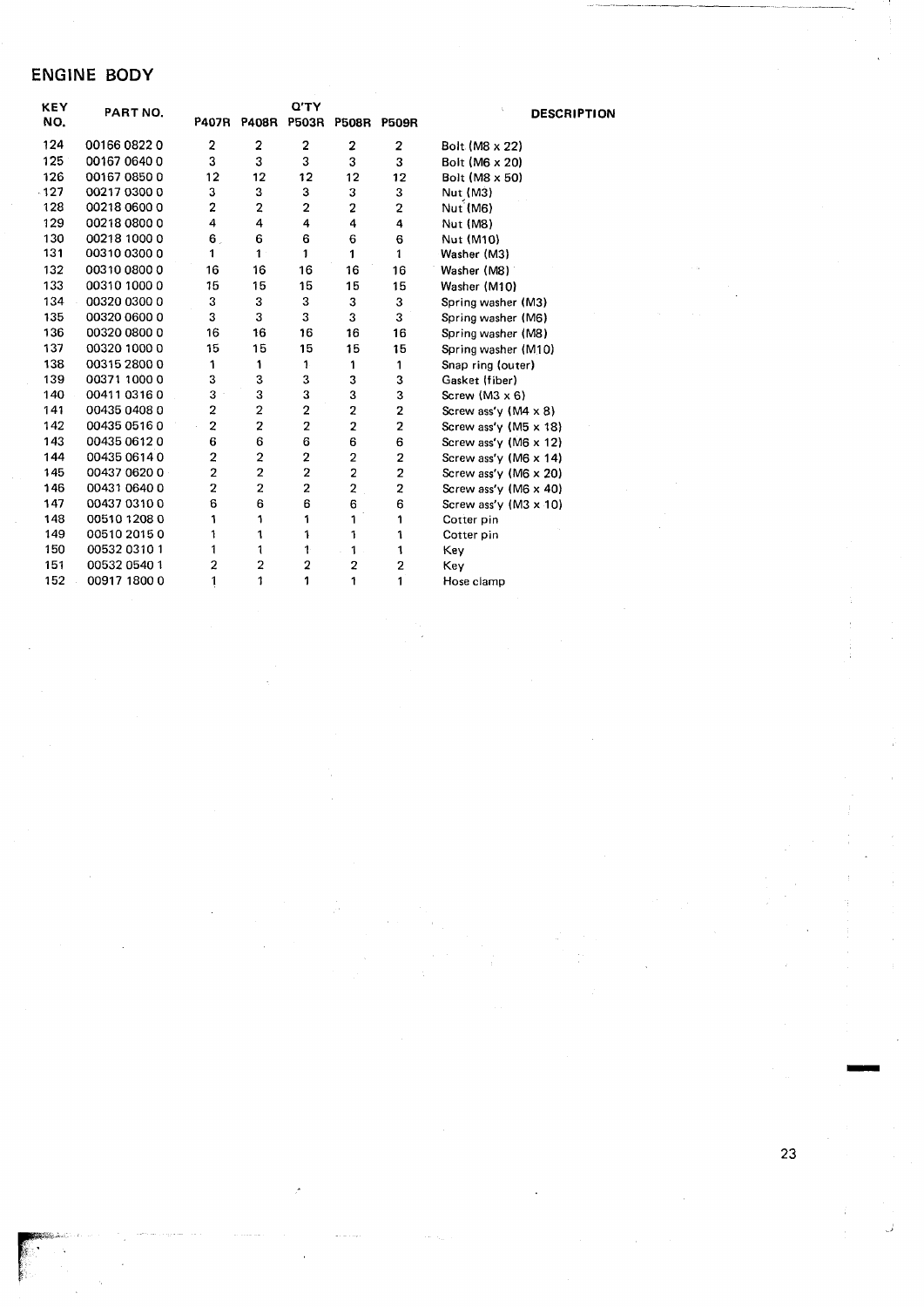## ENGINE BODY

| KEY NO. | PART NO. | Q'TY | | | | | DESCRIPTION |
|---|---|---|---|---|---|---|---|
| | | P407R | P408R | P503R | P508R | P509R | |
| 124 | 00166 0822 0 | 2 | 2 | 2 | 2 | 2 | Bolt (M8 x 22) |
| 125 | 00167 0640 0 | 3 | 3 | 3 | 3 | 3 | Bolt (M6 x 20) |
| 126 | 00167 0850 0 | 12 | 12 | 12 | 12 | 12 | Bolt (M8 x 50) |
| 127 | 00217 0300 0 | 3 | 3 | 3 | 3 | 3 | Nut (M3) |
| 128 | 00218 0600 0 | 2 | 2 | 2 | 2 | 2 | Nut (M6) |
| 129 | 00218 0800 0 | 4 | 4 | 4 | 4 | 4 | Nut (M8) |
| 130 | 00218 1000 0 | 6 | 6 | 6 | 6 | 6 | Nut (M10) |
| 131 | 00310 0300 0 | 1 | 1 | 1 | 1 | 1 | Washer (M3) |
| 132 | 00310 0800 0 | 16 | 16 | 16 | 16 | 16 | Washer (M8) |
| 133 | 00310 1000 0 | 15 | 15 | 15 | 15 | 15 | Washer (M10) |
| 134 | 00320 0300 0 | 3 | 3 | 3 | 3 | 3 | Spring washer (M3) |
| 135 | 00320 0600 0 | 3 | 3 | 3 | 3 | 3 | Spring washer (M6) |
| 136 | 00320 0800 0 | 16 | 16 | 16 | 16 | 16 | Spring washer (M8) |
| 137 | 00320 1000 0 | 15 | 15 | 15 | 15 | 15 | Spring washer (M10) |
| 138 | 00315 2800 0 | 1 | 1 | 1 | 1 | 1 | Snap ring (outer) |
| 139 | 00371 1000 0 | 3 | 3 | 3 | 3 | 3 | Gasket (fiber) |
| 140 | 00411 0316 0 | 3 | 3 | 3 | 3 | 3 | Screw (M3 x 6) |
| 141 | 00435 0408 0 | 2 | 2 | 2 | 2 | 2 | Screw ass'y (M4 x 8) |
| 142 | 00435 0516 0 | 2 | 2 | 2 | 2 | 2 | Screw ass'y (M5 x 18) |
| 143 | 00435 0612 0 | 6 | 6 | 6 | 6 | 6 | Screw ass'y (M6 x 12) |
| 144 | 00435 0614 0 | 2 | 2 | 2 | 2 | 2 | Screw ass'y (M6 x 14) |
| 145 | 00437 0620 0 | 2 | 2 | 2 | 2 | 2 | Screw ass'y (M6 x 20) |
| 146 | 00431 0640 0 | 2 | 2 | 2 | 2 | 2 | Screw ass'y (M6 x 40) |
| 147 | 00437 0310 0 | 6 | 6 | 6 | 6 | 6 | Screw ass'y (M3 x 10) |
| 148 | 00510 1208 0 | 1 | 1 | 1 | 1 | 1 | Cotter pin |
| 149 | 00510 2015 0 | 1 | 1 | 1 | 1 | 1 | Cotter pin |
| 150 | 00532 0310 1 | 1 | 1 | 1 | 1 | 1 | Key |
| 151 | 00532 0540 1 | 2 | 2 | 2 | 2 | 2 | Key |
| 152 | 00917 1800 0 | 1 | 1 | 1 | 1 | 1 | Hose clamp |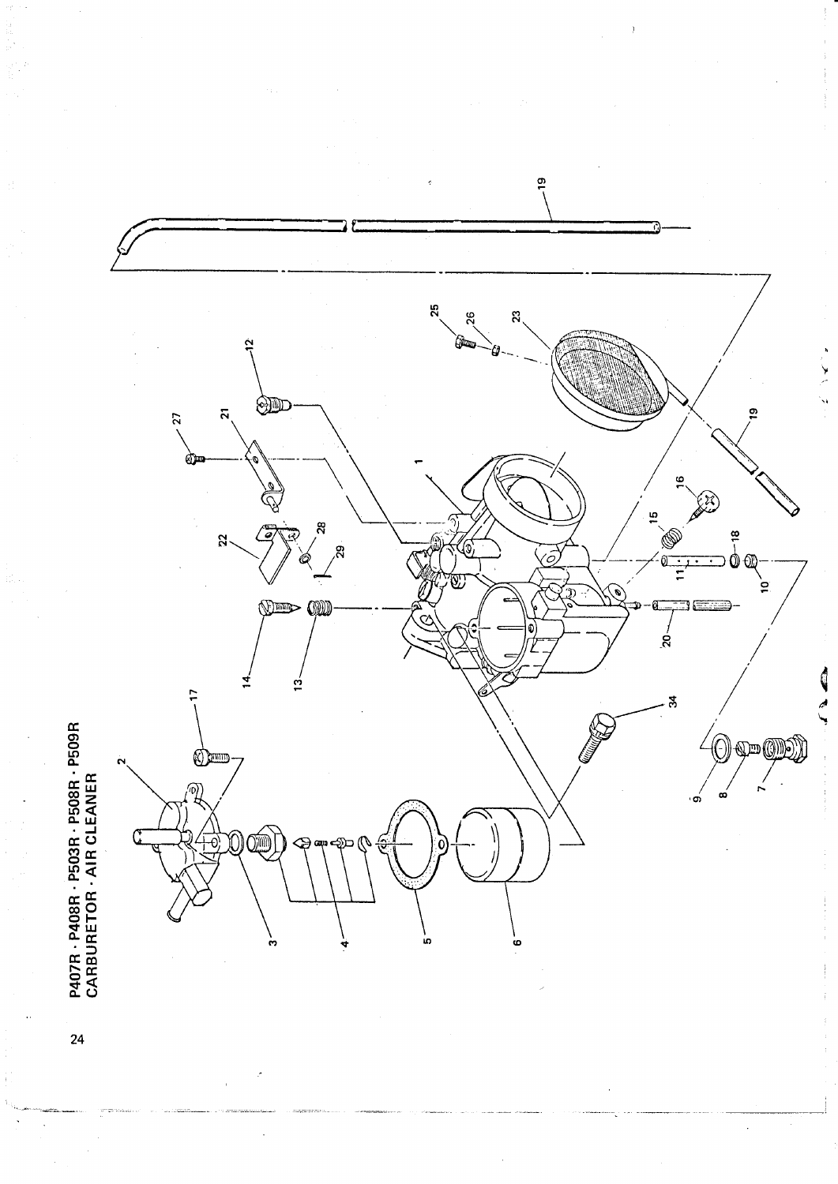# P407R · P408R · P503R · P508R · P509R
## CARBURETOR · AIR CLEANER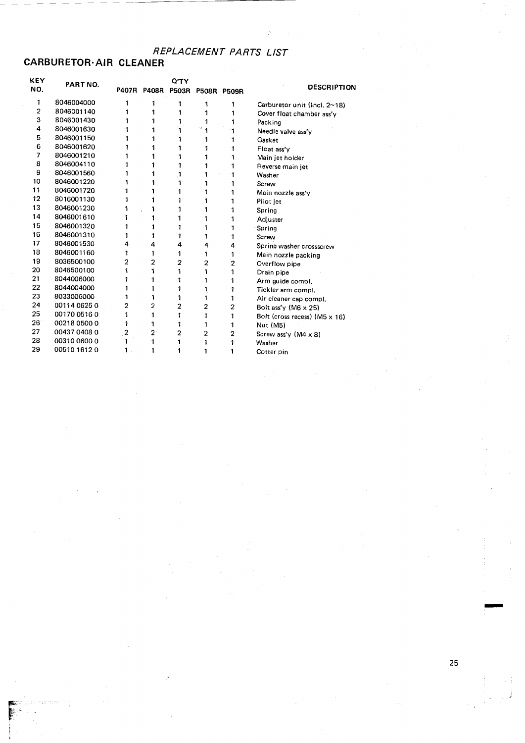*REPLACEMENT PARTS LIST*

## CARBURETOR·AIR CLEANER

| KEY NO. | PART NO. | Q'TY P407R | P408R | P503R | P508R | P509R | DESCRIPTION |
|---|---|---|---|---|---|---|---|
| 1 | 8046004000 | 1 | 1 | 1 | 1 | 1 | Carburetor unit (Incl. 2~18) |
| 2 | 8046001140 | 1 | 1 | 1 | 1 | 1 | Cover float chamber ass'y |
| 3 | 8046001430 | 1 | 1 | 1 | 1 | 1 | Packing |
| 4 | 8046001630 | 1 | 1 | 1 | 1 | 1 | Needle valve ass'y |
| 5 | 8046001150 | 1 | 1 | 1 | 1 | 1 | Gasket |
| 6 | 8046001620 | 1 | 1 | 1 | 1 | 1 | Float ass'y |
| 7 | 8046001210 | 1 | 1 | 1 | 1 | 1 | Main jet holder |
| 8 | 8046004110 | 1 | 1 | 1 | 1 | 1 | Reverse main jet |
| 9 | 8046001560 | 1 | 1 | 1 | 1 | 1 | Washer |
| 10 | 8046001220 | 1 | 1 | 1 | 1 | 1 | Screw |
| 11 | 8046001720 | 1 | 1 | 1 | 1 | 1 | Main nozzle ass'y |
| 12 | 8016001130 | 1 | 1 | 1 | 1 | 1 | Pilot jet |
| 13 | 8046001230 | 1 | 1 | 1 | 1 | 1 | Spring |
| 14 | 8046001610 | 1 | 1 | 1 | 1 | 1 | Adjuster |
| 15 | 8046001320 | 1 | 1 | 1 | 1 | 1 | Spring |
| 16 | 8046001310 | 1 | 1 | 1 | 1 | 1 | Screw |
| 17 | 8046001530 | 4 | 4 | 4 | 4 | 4 | Spring washer crossscrew |
| 18 | 8046001160 | 1 | 1 | 1 | 1 | 1 | Main nozzle packing |
| 19 | 8036500100 | 2 | 2 | 2 | 2 | 2 | Overflow pipe |
| 20 | 8046500100 | 1 | 1 | 1 | 1 | 1 | Drain pipe |
| 21 | 8044006000 | 1 | 1 | 1 | 1 | 1 | Arm guide compl. |
| 22 | 8044004000 | 1 | 1 | 1 | 1 | 1 | Tickler arm compl. |
| 23 | 8033006000 | 1 | 1 | 1 | 1 | 1 | Air cleaner cap compl. |
| 24 | 00114 0625 0 | 2 | 2 | 2 | 2 | 2 | Bolt ass'y (M6 x 25) |
| 25 | 00170 0516 0 | 1 | 1 | 1 | 1 | 1 | Bolt (cross recess) (M5 x 16) |
| 26 | 00218 0500 0 | 1 | 1 | 1 | 1 | 1 | Nut (M5) |
| 27 | 00437 0408 0 | 2 | 2 | 2 | 2 | 2 | Screw ass'y (M4 x 8) |
| 28 | 00310 0600 0 | 1 | 1 | 1 | 1 | 1 | Washer |
| 29 | 00510 1612 0 | 1 | 1 | 1 | 1 | 1 | Cotter pin |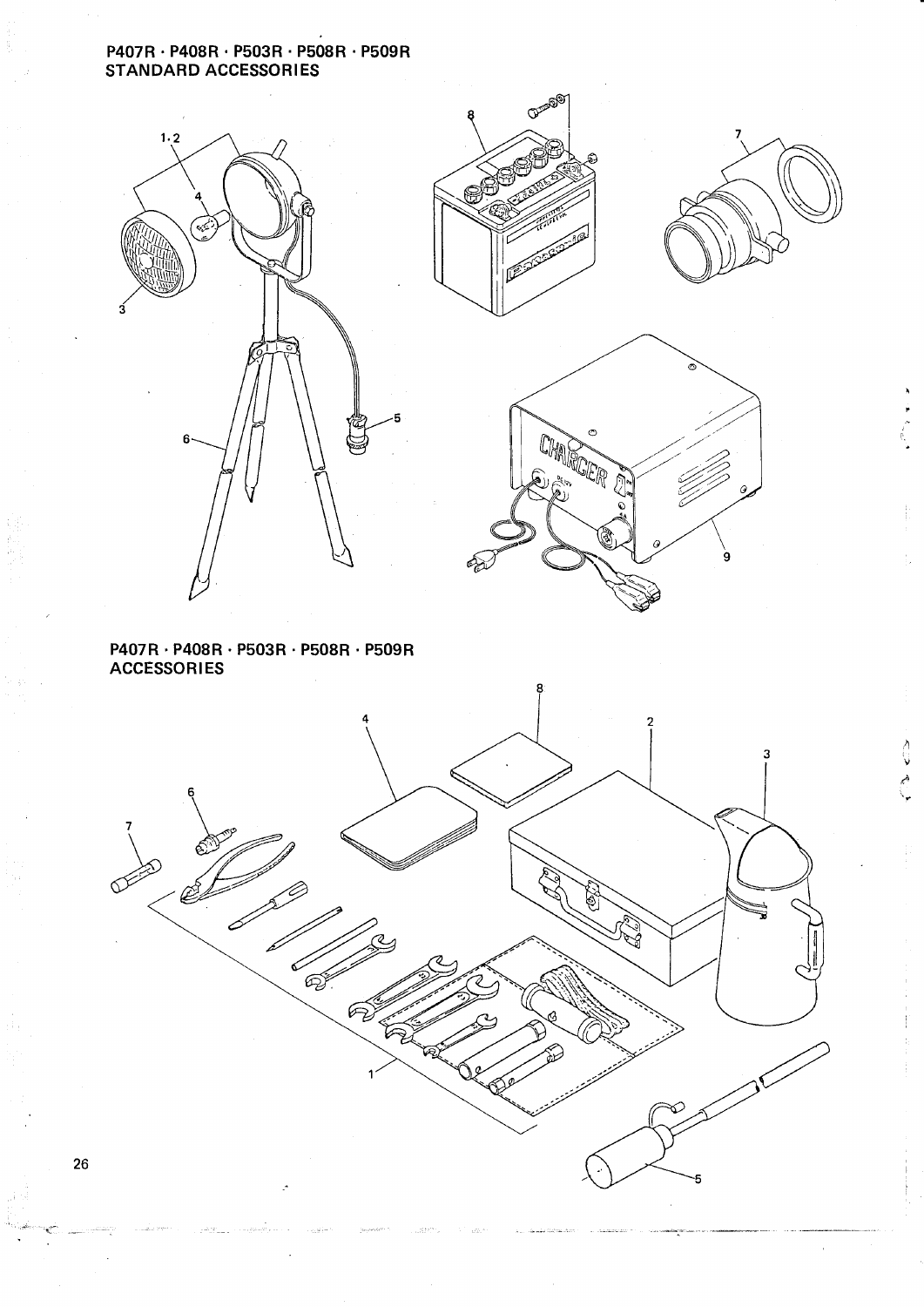## P407R · P408R · P503R · P508R · P509R STANDARD ACCESSORIES

## P407R · P408R · P503R · P508R · P509R ACCESSORIES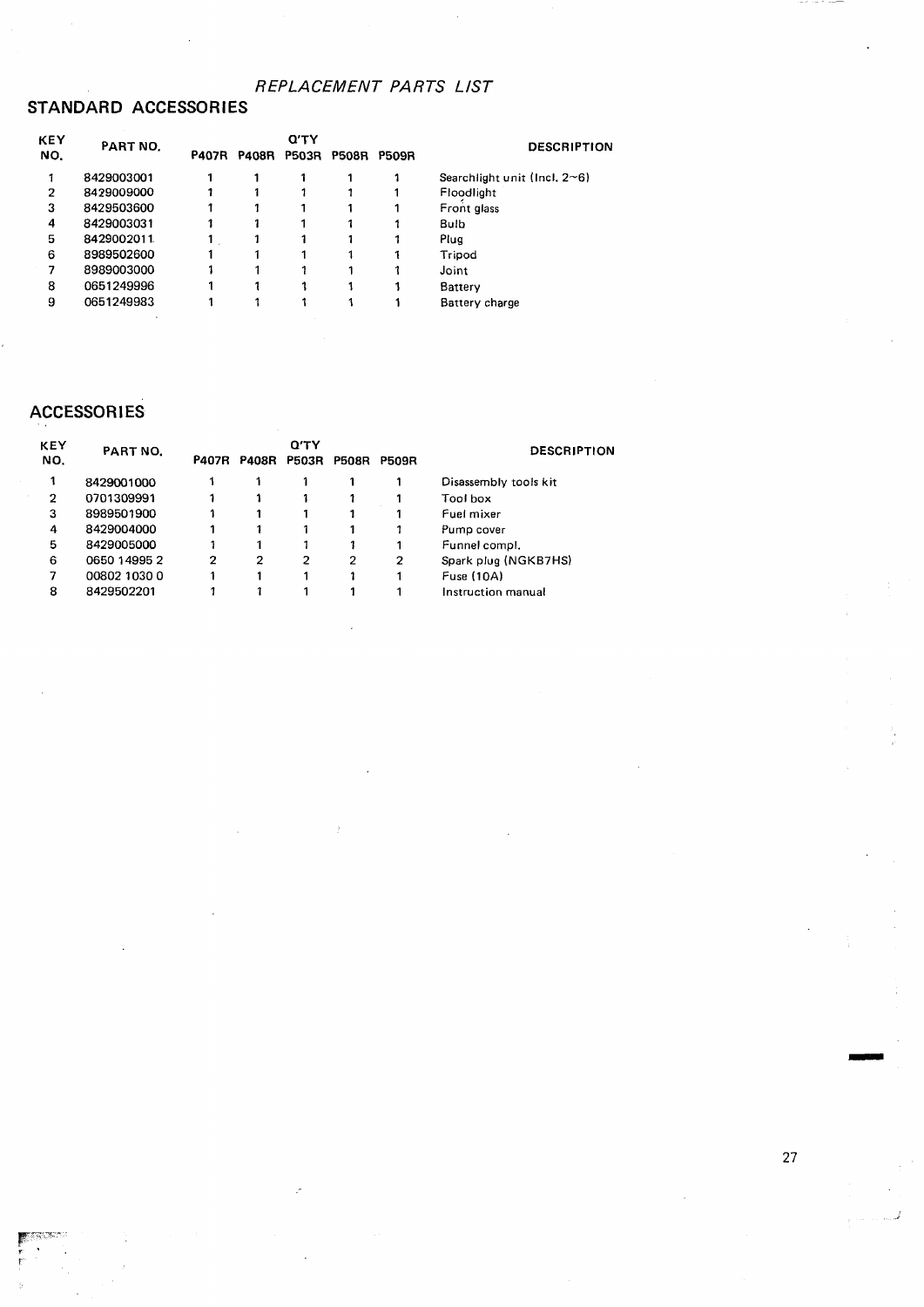*REPLACEMENT PARTS LIST*

## STANDARD ACCESSORIES

| KEY NO. | PART NO. | Q'TY P407R | P408R | P503R | P508R | P509R | DESCRIPTION |
|---|---|---|---|---|---|---|---|
| 1 | 8429003001 | 1 | 1 | 1 | 1 | 1 | Searchlight unit (Incl. 2~6) |
| 2 | 8429009000 | 1 | 1 | 1 | 1 | 1 | Floodlight |
| 3 | 8429503600 | 1 | 1 | 1 | 1 | 1 | Front glass |
| 4 | 8429003031 | 1 | 1 | 1 | 1 | 1 | Bulb |
| 5 | 8429002011 | 1 | 1 | 1 | 1 | 1 | Plug |
| 6 | 8989502600 | 1 | 1 | 1 | 1 | 1 | Tripod |
| 7 | 8989003000 | 1 | 1 | 1 | 1 | 1 | Joint |
| 8 | 0651249996 | 1 | 1 | 1 | 1 | 1 | Battery |
| 9 | 0651249983 | 1 | 1 | 1 | 1 | 1 | Battery charge |

## ACCESSORIES

| KEY NO. | PART NO. | Q'TY P407R | P408R | P503R | P508R | P509R | DESCRIPTION |
|---|---|---|---|---|---|---|---|
| 1 | 8429001000 | 1 | 1 | 1 | 1 | 1 | Disassembly tools kit |
| 2 | 0701309991 | 1 | 1 | 1 | 1 | 1 | Tool box |
| 3 | 8989501900 | 1 | 1 | 1 | 1 | 1 | Fuel mixer |
| 4 | 8429004000 | 1 | 1 | 1 | 1 | 1 | Pump cover |
| 5 | 8429005000 | 1 | 1 | 1 | 1 | 1 | Funnel compl. |
| 6 | 0650 14995 2 | 2 | 2 | 2 | 2 | 2 | Spark plug (NGKB7HS) |
| 7 | 00802 1030 0 | 1 | 1 | 1 | 1 | 1 | Fuse (10A) |
| 8 | 8429502201 | 1 | 1 | 1 | 1 | 1 | Instruction manual |